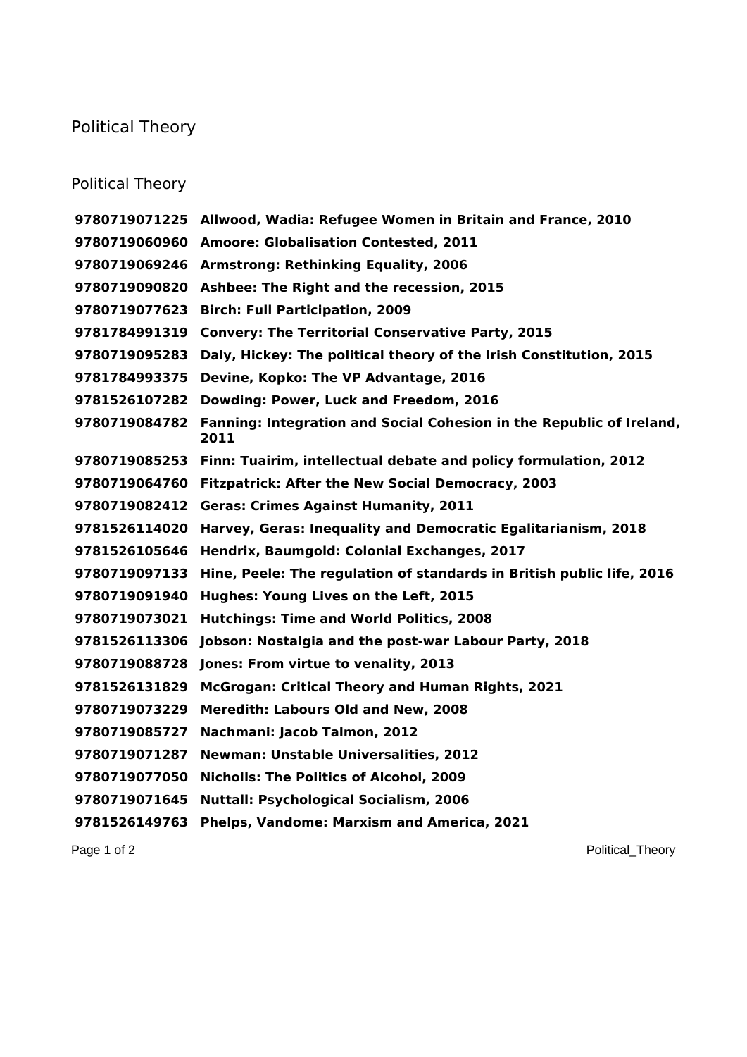# Political Theory

## Political Theory

| | |
|---|---|
| **9780719071225** | **Allwood, Wadia: Refugee Women in Britain and France, 2010** |
| **9780719060960** | **Amoore: Globalisation Contested, 2011** |
| **9780719069246** | **Armstrong: Rethinking Equality, 2006** |
| **9780719090820** | **Ashbee: The Right and the recession, 2015** |
| **9780719077623** | **Birch: Full Participation, 2009** |
| **9781784991319** | **Convery: The Territorial Conservative Party, 2015** |
| **9780719095283** | **Daly, Hickey: The political theory of the Irish Constitution, 2015** |
| **9781784993375** | **Devine, Kopko: The VP Advantage, 2016** |
| **9781526107282** | **Dowding: Power, Luck and Freedom, 2016** |
| **9780719084782** | **Fanning: Integration and Social Cohesion in the Republic of Ireland, 2011** |
| **9780719085253** | **Finn: Tuairim, intellectual debate and policy formulation, 2012** |
| **9780719064760** | **Fitzpatrick: After the New Social Democracy, 2003** |
| **9780719082412** | **Geras: Crimes Against Humanity, 2011** |
| **9781526114020** | **Harvey, Geras: Inequality and Democratic Egalitarianism, 2018** |
| **9781526105646** | **Hendrix, Baumgold: Colonial Exchanges, 2017** |
| **9780719097133** | **Hine, Peele: The regulation of standards in British public life, 2016** |
| **9780719091940** | **Hughes: Young Lives on the Left, 2015** |
| **9780719073021** | **Hutchings: Time and World Politics, 2008** |
| **9781526113306** | **Jobson: Nostalgia and the post-war Labour Party, 2018** |
| **9780719088728** | **Jones: From virtue to venality, 2013** |
| **9781526131829** | **McGrogan: Critical Theory and Human Rights, 2021** |
| **9780719073229** | **Meredith: Labours Old and New, 2008** |
| **9780719085727** | **Nachmani: Jacob Talmon, 2012** |
| **9780719071287** | **Newman: Unstable Universalities, 2012** |
| **9780719077050** | **Nicholls: The Politics of Alcohol, 2009** |
| **9780719071645** | **Nuttall: Psychological Socialism, 2006** |
| **9781526149763** | **Phelps, Vandome: Marxism and America, 2021** |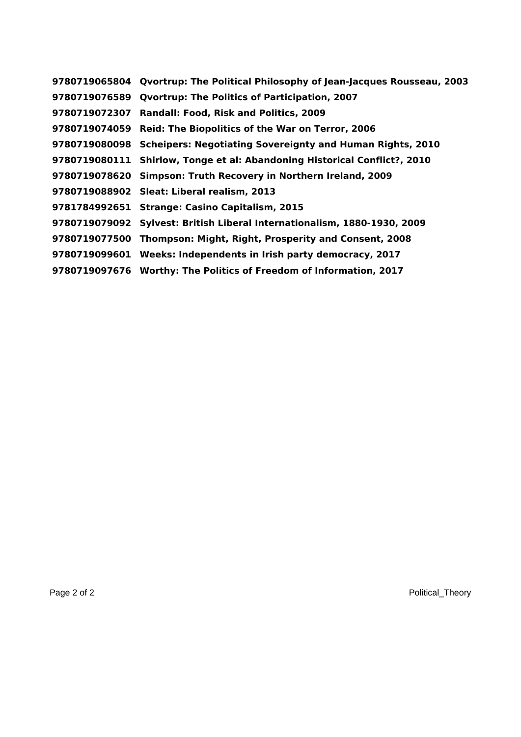**9780719065804 Qvortrup: The Political Philosophy of Jean-Jacques Rousseau, 2003**
**9780719076589 Qvortrup: The Politics of Participation, 2007**
**9780719072307 Randall: Food, Risk and Politics, 2009**
**9780719074059 Reid: The Biopolitics of the War on Terror, 2006**
**9780719080098 Scheipers: Negotiating Sovereignty and Human Rights, 2010**
**9780719080111 Shirlow, Tonge et al: Abandoning Historical Conflict?, 2010**
**9780719078620 Simpson: Truth Recovery in Northern Ireland, 2009**
**9780719088902 Sleat: Liberal realism, 2013**
**9781784992651 Strange: Casino Capitalism, 2015**
**9780719079092 Sylvest: British Liberal Internationalism, 1880-1930, 2009**
**9780719077500 Thompson: Might, Right, Prosperity and Consent, 2008**
**9780719099601 Weeks: Independents in Irish party democracy, 2017**
**9780719097676 Worthy: The Politics of Freedom of Information, 2017**